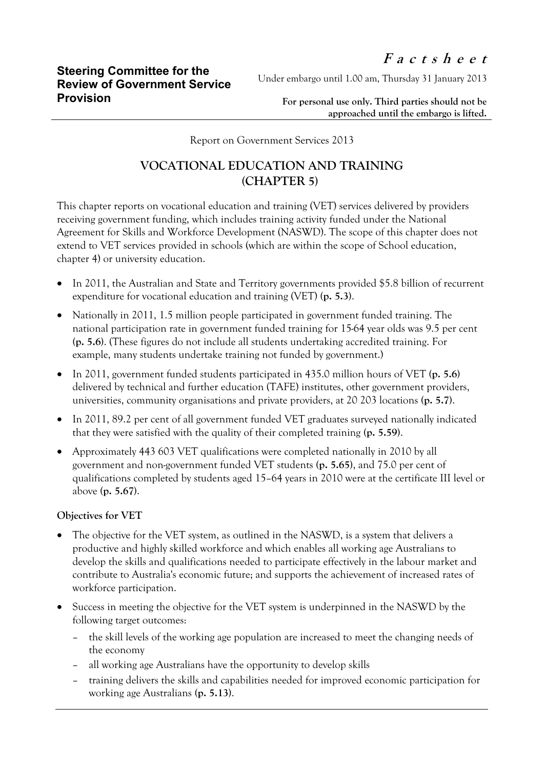**Steering Committee for the Review of Government Service Provision**

***F a c t s h e e t***

Under embargo until 1.00 am, Thursday 31 January 2013

**For personal use only. Third parties should not be approached until the embargo is lifted.**

Report on Government Services 2013

# VOCATIONAL EDUCATION AND TRAINING (CHAPTER 5)

This chapter reports on vocational education and training (VET) services delivered by providers receiving government funding, which includes training activity funded under the National Agreement for Skills and Workforce Development (NASWD). The scope of this chapter does not extend to VET services provided in schools (which are within the scope of School education, chapter 4) or university education.

- In 2011, the Australian and State and Territory governments provided $5.8 billion of recurrent expenditure for vocational education and training (VET) (**p. 5.3**).
- Nationally in 2011, 1.5 million people participated in government funded training. The national participation rate in government funded training for 15-64 year olds was 9.5 per cent (**p. 5.6**). (These figures do not include all students undertaking accredited training. For example, many students undertake training not funded by government.)
- In 2011, government funded students participated in 435.0 million hours of VET (**p. 5.6**) delivered by technical and further education (TAFE) institutes, other government providers, universities, community organisations and private providers, at 20 203 locations (**p. 5.7**).
- In 2011, 89.2 per cent of all government funded VET graduates surveyed nationally indicated that they were satisfied with the quality of their completed training (**p. 5.59**).
- Approximately 443 603 VET qualifications were completed nationally in 2010 by all government and non-government funded VET students (**p. 5.65**), and 75.0 per cent of qualifications completed by students aged 15–64 years in 2010 were at the certificate III level or above (**p. 5.67**).

**Objectives for VET**

- The objective for the VET system, as outlined in the NASWD, is a system that delivers a productive and highly skilled workforce and which enables all working age Australians to develop the skills and qualifications needed to participate effectively in the labour market and contribute to Australia's economic future; and supports the achievement of increased rates of workforce participation.
- Success in meeting the objective for the VET system is underpinned in the NASWD by the following target outcomes:
  - the skill levels of the working age population are increased to meet the changing needs of the economy
  - all working age Australians have the opportunity to develop skills
  - training delivers the skills and capabilities needed for improved economic participation for working age Australians (**p. 5.13**).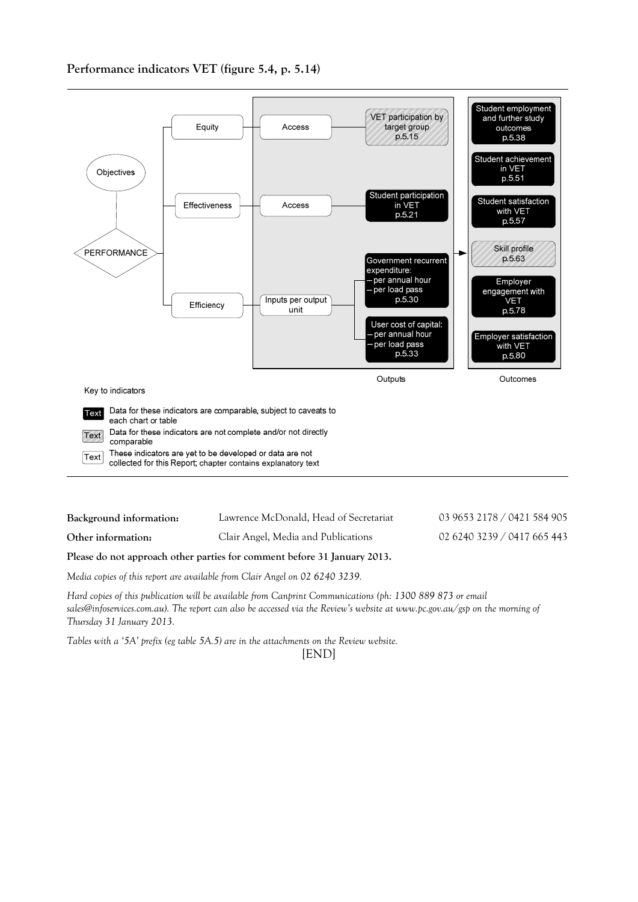**Performance indicators VET (figure 5.4, p. 5.14)**

Objectives

PERFORMANCE

Equity

Access

VET participation by target group p.5.15

Effectiveness

Access

Student participation in VET p.5.21

Efficiency

Inputs per output unit

Government recurrent expenditure:
– per annual hour
– per load pass
p.5.30

User cost of capital:
– per annual hour
– per load pass
p.5.33

Student employment and further study outcomes p.5.38

Student achievement in VET p.5.51

Student satisfaction with VET p.5.57

Skill profile p.5.63

Employer engagement with VET p.5.78

Employer satisfaction with VET p.5.80

Outputs

Outcomes

Key to indicators

Text — Data for these indicators are comparable, subject to caveats to each chart or table

Text — Data for these indicators are not complete and/or not directly comparable

Text — These indicators are yet to be developed or data are not collected for this Report; chapter contains explanatory text

| | | |
|---|---|---|
| **Background information:** | Lawrence McDonald, Head of Secretariat | 03 9653 2178 / 0421 584 905 |
| **Other information:** | Clair Angel, Media and Publications | 02 6240 3239 / 0417 665 443 |

**Please do not approach other parties for comment before 31 January 2013.**

*Media copies of this report are available from Clair Angel on 02 6240 3239.*

*Hard copies of this publication will be available from Canprint Communications (ph: 1300 889 873 or email sales@infoservices.com.au). The report can also be accessed via the Review's website at www.pc.gov.au/gsp on the morning of Thursday 31 January 2013.*

*Tables with a '5A' prefix (eg table 5A.5) are in the attachments on the Review website.*

[END]